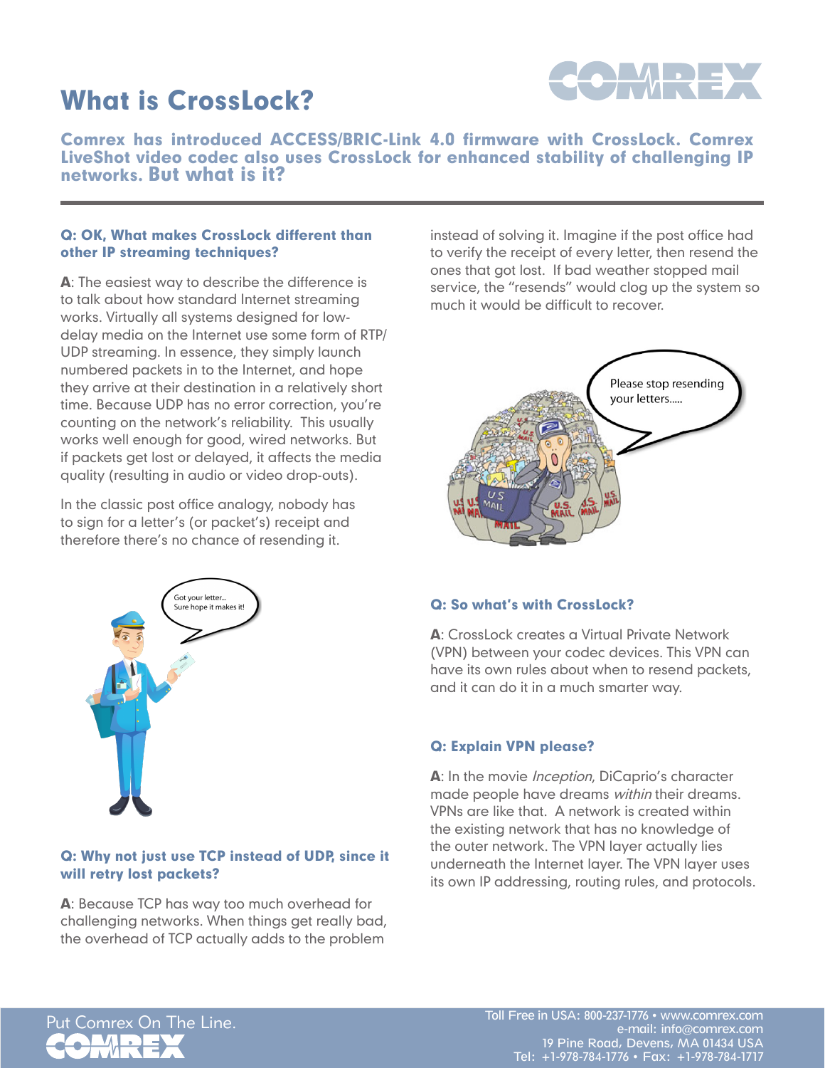# What is CrossLock?

**Comrex has introduced ACCESS/BRIC-Link 4.0 firmware with CrossLock. Comrex LiveShot video codec also uses CrossLock for enhanced stability of challenging IP networks. But what is it?**

### Q: OK, What makes CrossLock different than other IP streaming techniques?

**A**: The easiest way to describe the difference is to talk about how standard Internet streaming works. Virtually all systems designed for low-delay media on the Internet use some form of RTP/UDP streaming. In essence, they simply launch numbered packets in to the Internet, and hope they arrive at their destination in a relatively short time. Because UDP has no error correction, you're counting on the network's reliability. This usually works well enough for good, wired networks. But if packets get lost or delayed, it affects the media quality (resulting in audio or video drop-outs).

In the classic post office analogy, nobody has to sign for a letter's (or packet's) receipt and therefore there's no chance of resending it.

### Q: Why not just use TCP instead of UDP, since it will retry lost packets?

**A**: Because TCP has way too much overhead for challenging networks. When things get really bad, the overhead of TCP actually adds to the problem instead of solving it. Imagine if the post office had to verify the receipt of every letter, then resend the ones that got lost. If bad weather stopped mail service, the "resends" would clog up the system so much it would be difficult to recover.

### Q: So what's with CrossLock?

**A**: CrossLock creates a Virtual Private Network (VPN) between your codec devices. This VPN can have its own rules about when to resend packets, and it can do it in a much smarter way.

### Q: Explain VPN please?

**A**: In the movie *Inception*, DiCaprio's character made people have dreams *within* their dreams. VPNs are like that. A network is created within the existing network that has no knowledge of the outer network. The VPN layer actually lies underneath the Internet layer. The VPN layer uses its own IP addressing, routing rules, and protocols.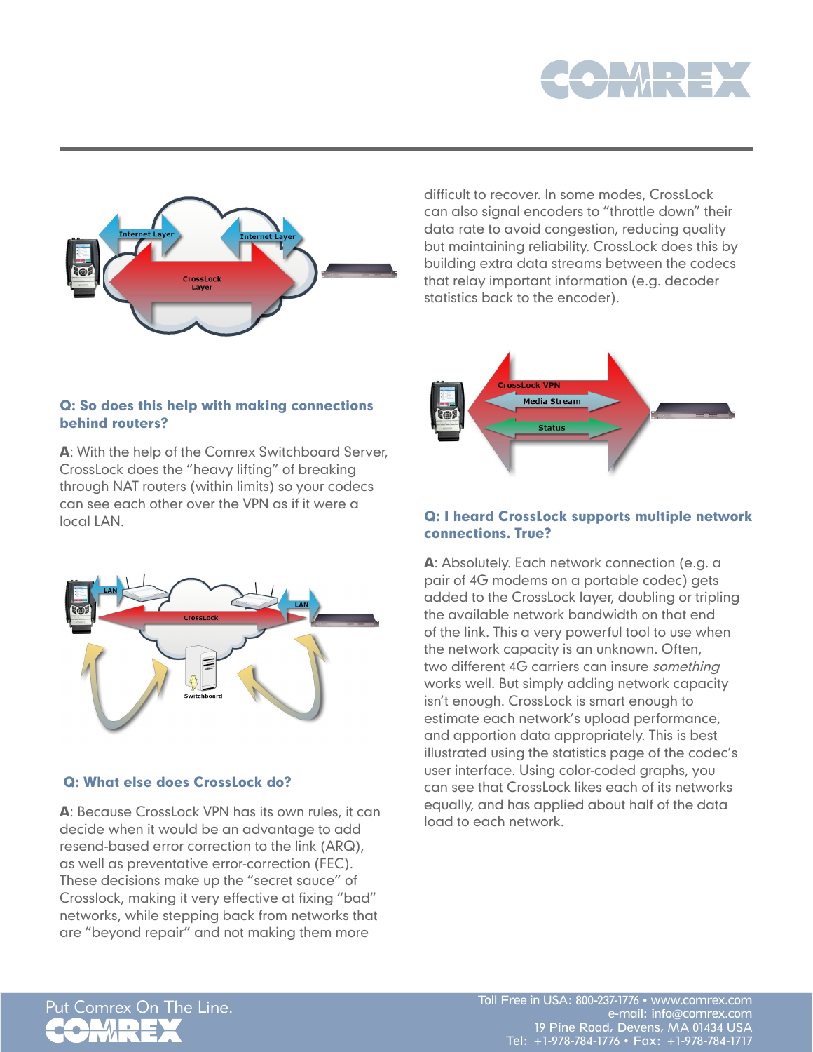difficult to recover. In some modes, CrossLock can also signal encoders to "throttle down" their data rate to avoid congestion, reducing quality but maintaining reliability. CrossLock does this by building extra data streams between the codecs that relay important information (e.g. decoder statistics back to the encoder).

### Q: So does this help with making connections behind routers?

**A**: With the help of the Comrex Switchboard Server, CrossLock does the "heavy lifting" of breaking through NAT routers (within limits) so your codecs can see each other over the VPN as if it were a local LAN.

### Q: What else does CrossLock do?

**A**: Because CrossLock VPN has its own rules, it can decide when it would be an advantage to add resend-based error correction to the link (ARQ), as well as preventative error-correction (FEC). These decisions make up the "secret sauce" of Crosslock, making it very effective at fixing "bad" networks, while stepping back from networks that are "beyond repair" and not making them more

### Q: I heard CrossLock supports multiple network connections. True?

**A**: Absolutely. Each network connection (e.g. a pair of 4G modems on a portable codec) gets added to the CrossLock layer, doubling or tripling the available network bandwidth on that end of the link. This a very powerful tool to use when the network capacity is an unknown. Often, two different 4G carriers can insure *something* works well. But simply adding network capacity isn't enough. CrossLock is smart enough to estimate each network's upload performance, and apportion data appropriately. This is best illustrated using the statistics page of the codec's user interface. Using color-coded graphs, you can see that CrossLock likes each of its networks equally, and has applied about half of the data load to each network.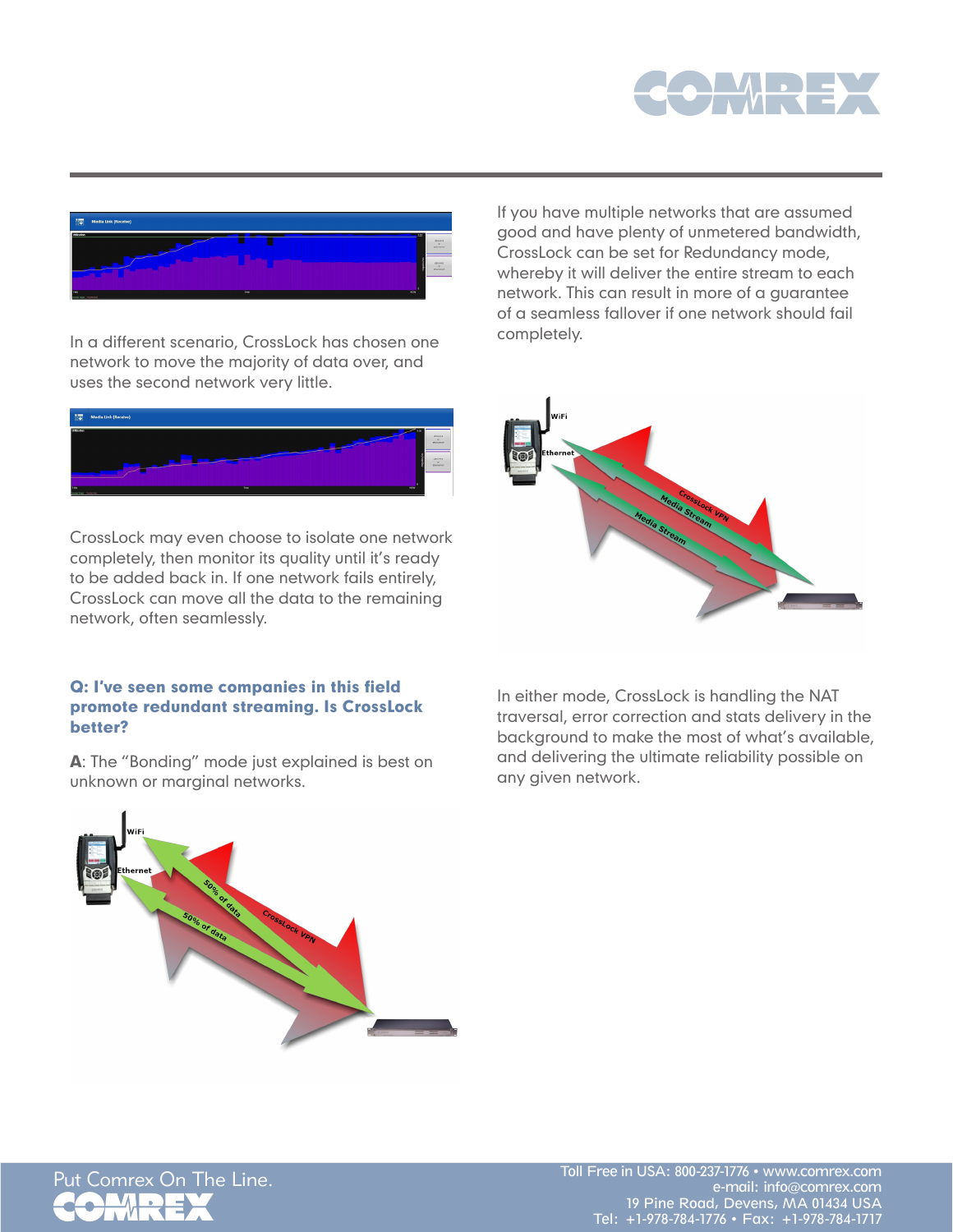In a different scenario, CrossLock has chosen one network to move the majority of data over, and uses the second network very little.

CrossLock may even choose to isolate one network completely, then monitor its quality until it's ready to be added back in. If one network fails entirely, CrossLock can move all the data to the remaining network, often seamlessly.

**Q: I've seen some companies in this field promote redundant streaming. Is CrossLock better?**

**A**: The "Bonding" mode just explained is best on unknown or marginal networks.

WiFi
Ethernet
50% of data
50% of data
CrossLock VPN

If you have multiple networks that are assumed good and have plenty of unmetered bandwidth, CrossLock can be set for Redundancy mode, whereby it will deliver the entire stream to each network. This can result in more of a guarantee of a seamless fallover if one network should fail completely.

WiFi
Ethernet
CrossLock VPN
Media Stream
Media Stream

In either mode, CrossLock is handling the NAT traversal, error correction and stats delivery in the background to make the most of what's available, and delivering the ultimate reliability possible on any given network.

Put Comrex On The Line.

Toll Free in USA: 800-237-1776 • www.comrex.com
e-mail: info@comrex.com
19 Pine Road, Devens, MA 01434 USA
Tel: +1-978-784-1776 • Fax: +1-978-784-1717